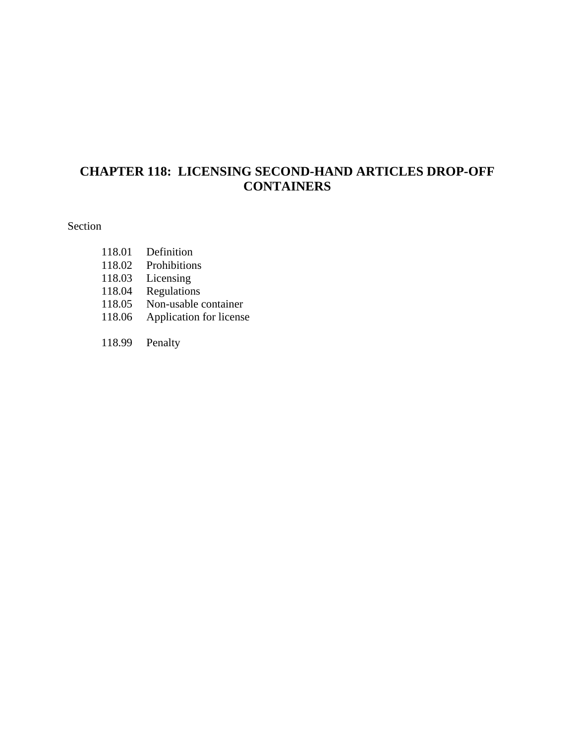# CHAPTER 118: LICENSING SECOND-HAND ARTICLES DROP-OFF CONTAINERS

Section

118.01 Definition
118.02 Prohibitions
118.03 Licensing
118.04 Regulations
118.05 Non-usable container
118.06 Application for license

118.99 Penalty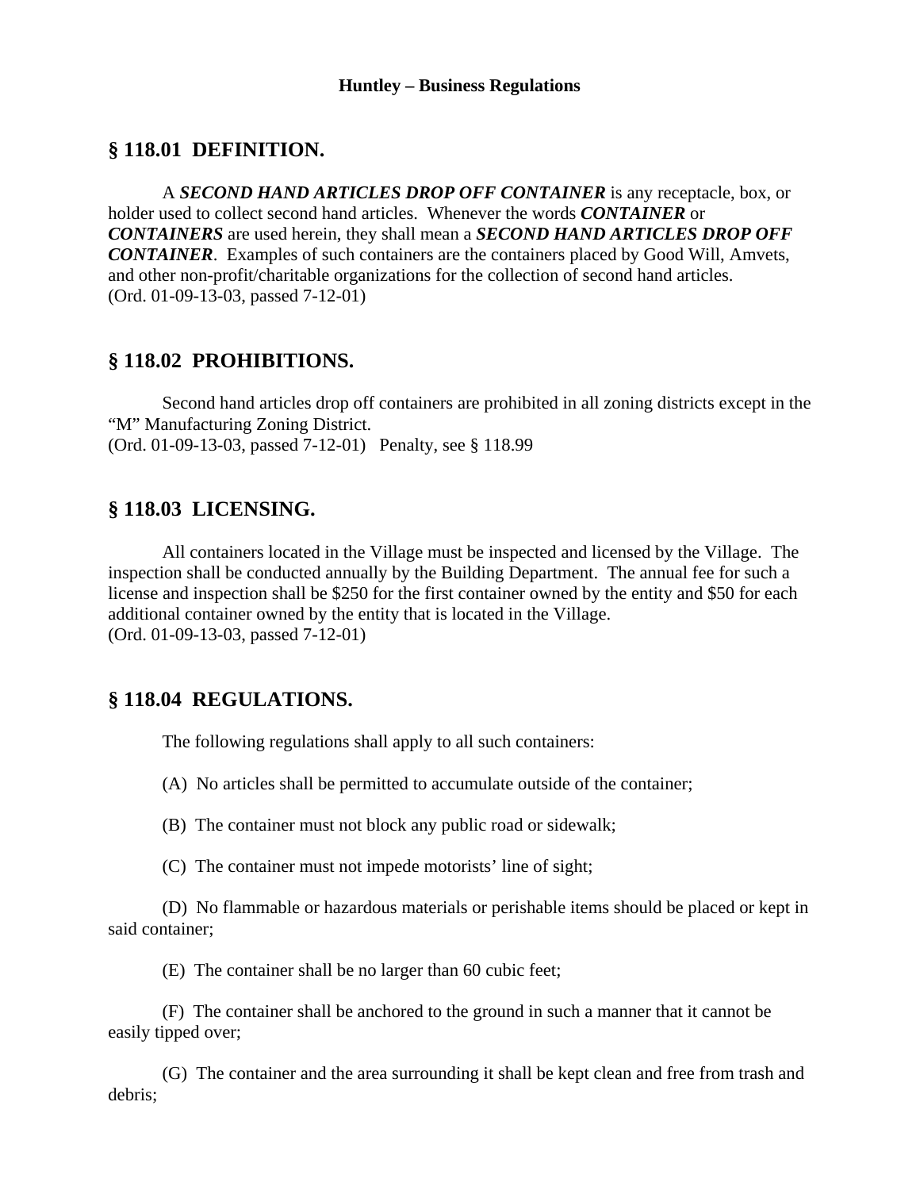# Huntley – Business Regulations

## § 118.01 DEFINITION.

A ***SECOND HAND ARTICLES DROP OFF CONTAINER*** is any receptacle, box, or holder used to collect second hand articles. Whenever the words ***CONTAINER*** or ***CONTAINERS*** are used herein, they shall mean a ***SECOND HAND ARTICLES DROP OFF CONTAINER***. Examples of such containers are the containers placed by Good Will, Amvets, and other non-profit/charitable organizations for the collection of second hand articles.
(Ord. 01-09-13-03, passed 7-12-01)

## § 118.02 PROHIBITIONS.

Second hand articles drop off containers are prohibited in all zoning districts except in the "M" Manufacturing Zoning District.
(Ord. 01-09-13-03, passed 7-12-01) Penalty, see § 118.99

## § 118.03 LICENSING.

All containers located in the Village must be inspected and licensed by the Village. The inspection shall be conducted annually by the Building Department. The annual fee for such a license and inspection shall be $250 for the first container owned by the entity and $50 for each additional container owned by the entity that is located in the Village.
(Ord. 01-09-13-03, passed 7-12-01)

## § 118.04 REGULATIONS.

The following regulations shall apply to all such containers:

(A) No articles shall be permitted to accumulate outside of the container;

(B) The container must not block any public road or sidewalk;

(C) The container must not impede motorists' line of sight;

(D) No flammable or hazardous materials or perishable items should be placed or kept in said container;

(E) The container shall be no larger than 60 cubic feet;

(F) The container shall be anchored to the ground in such a manner that it cannot be easily tipped over;

(G) The container and the area surrounding it shall be kept clean and free from trash and debris;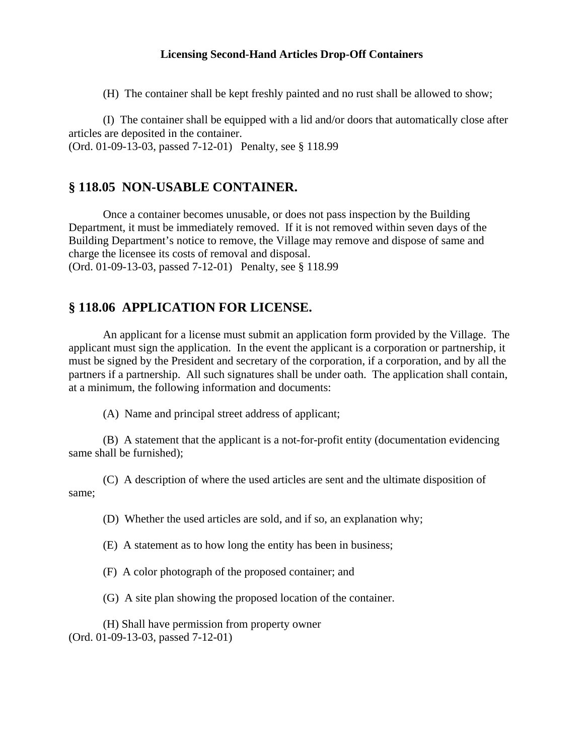(H) The container shall be kept freshly painted and no rust shall be allowed to show;

(I) The container shall be equipped with a lid and/or doors that automatically close after articles are deposited in the container.
(Ord. 01-09-13-03, passed 7-12-01) Penalty, see § 118.99

## § 118.05 NON-USABLE CONTAINER.

Once a container becomes unusable, or does not pass inspection by the Building Department, it must be immediately removed. If it is not removed within seven days of the Building Department's notice to remove, the Village may remove and dispose of same and charge the licensee its costs of removal and disposal.
(Ord. 01-09-13-03, passed 7-12-01) Penalty, see § 118.99

## § 118.06 APPLICATION FOR LICENSE.

An applicant for a license must submit an application form provided by the Village. The applicant must sign the application. In the event the applicant is a corporation or partnership, it must be signed by the President and secretary of the corporation, if a corporation, and by all the partners if a partnership. All such signatures shall be under oath. The application shall contain, at a minimum, the following information and documents:

(A) Name and principal street address of applicant;

(B) A statement that the applicant is a not-for-profit entity (documentation evidencing same shall be furnished);

(C) A description of where the used articles are sent and the ultimate disposition of same;

(D) Whether the used articles are sold, and if so, an explanation why;

(E) A statement as to how long the entity has been in business;

(F) A color photograph of the proposed container; and

(G) A site plan showing the proposed location of the container.

(H) Shall have permission from property owner
(Ord. 01-09-13-03, passed 7-12-01)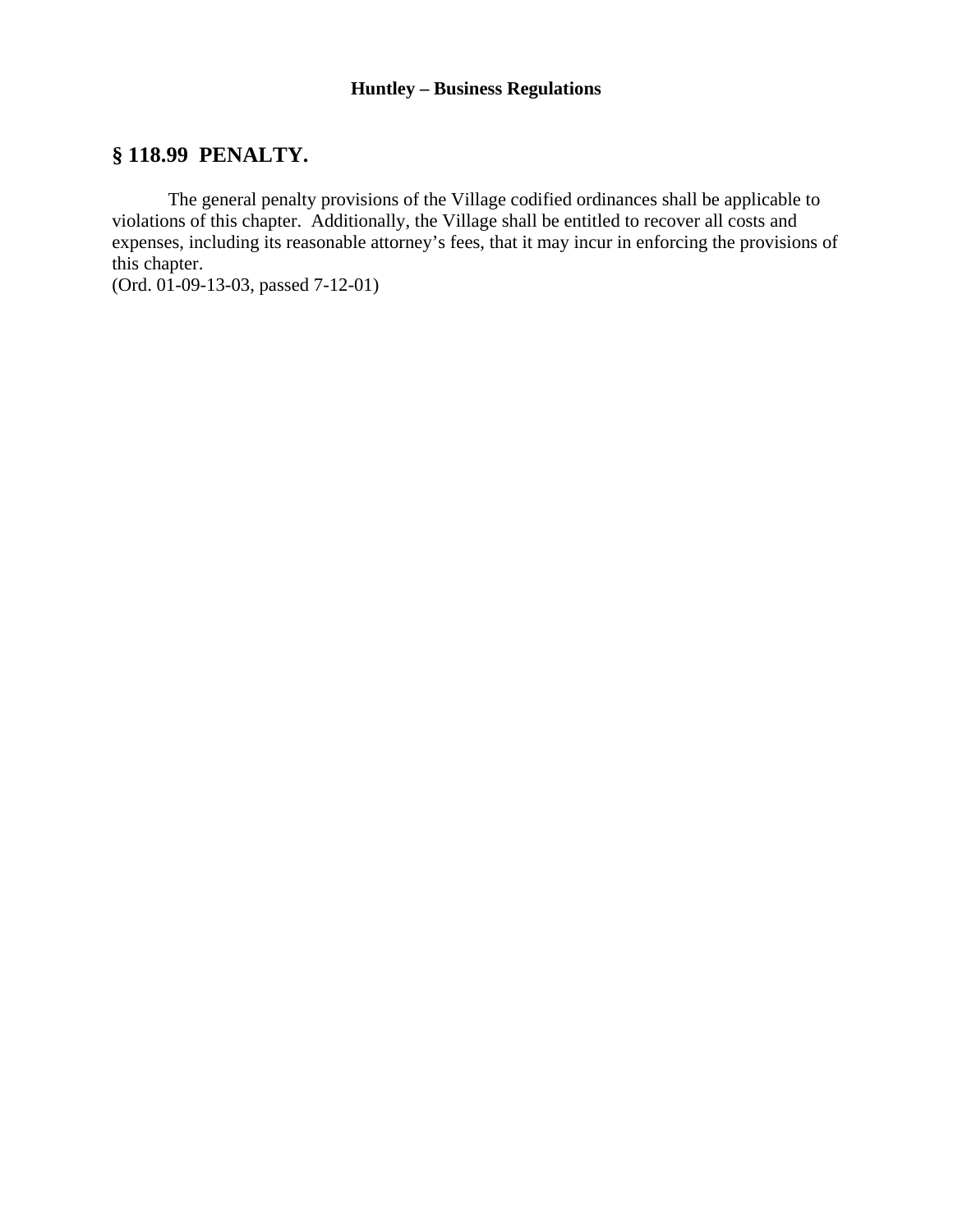## § 118.99 PENALTY.

The general penalty provisions of the Village codified ordinances shall be applicable to violations of this chapter. Additionally, the Village shall be entitled to recover all costs and expenses, including its reasonable attorney's fees, that it may incur in enforcing the provisions of this chapter.
(Ord. 01-09-13-03, passed 7-12-01)